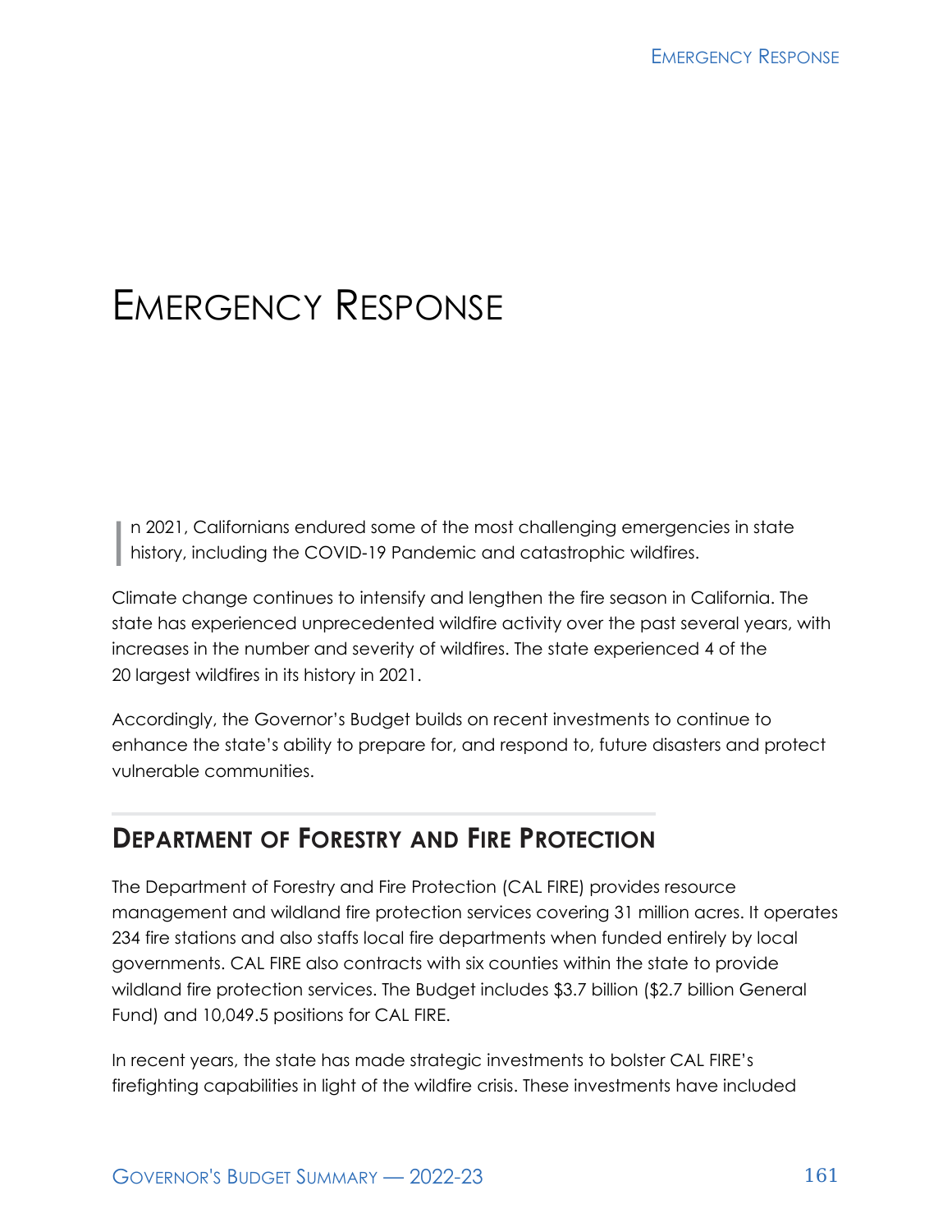# Emergency Response

In 2021, Californians endured some of the most challenging emergencies in state history, including the COVID-19 Pandemic and catastrophic wildfires.

Climate change continues to intensify and lengthen the fire season in California. The state has experienced unprecedented wildfire activity over the past several years, with increases in the number and severity of wildfires. The state experienced 4 of the 20 largest wildfires in its history in 2021.

Accordingly, the Governor's Budget builds on recent investments to continue to enhance the state's ability to prepare for, and respond to, future disasters and protect vulnerable communities.

## Department of Forestry and Fire Protection

The Department of Forestry and Fire Protection (CAL FIRE) provides resource management and wildland fire protection services covering 31 million acres. It operates 234 fire stations and also staffs local fire departments when funded entirely by local governments. CAL FIRE also contracts with six counties within the state to provide wildland fire protection services. The Budget includes $3.7 billion ($2.7 billion General Fund) and 10,049.5 positions for CAL FIRE.

In recent years, the state has made strategic investments to bolster CAL FIRE's firefighting capabilities in light of the wildfire crisis. These investments have included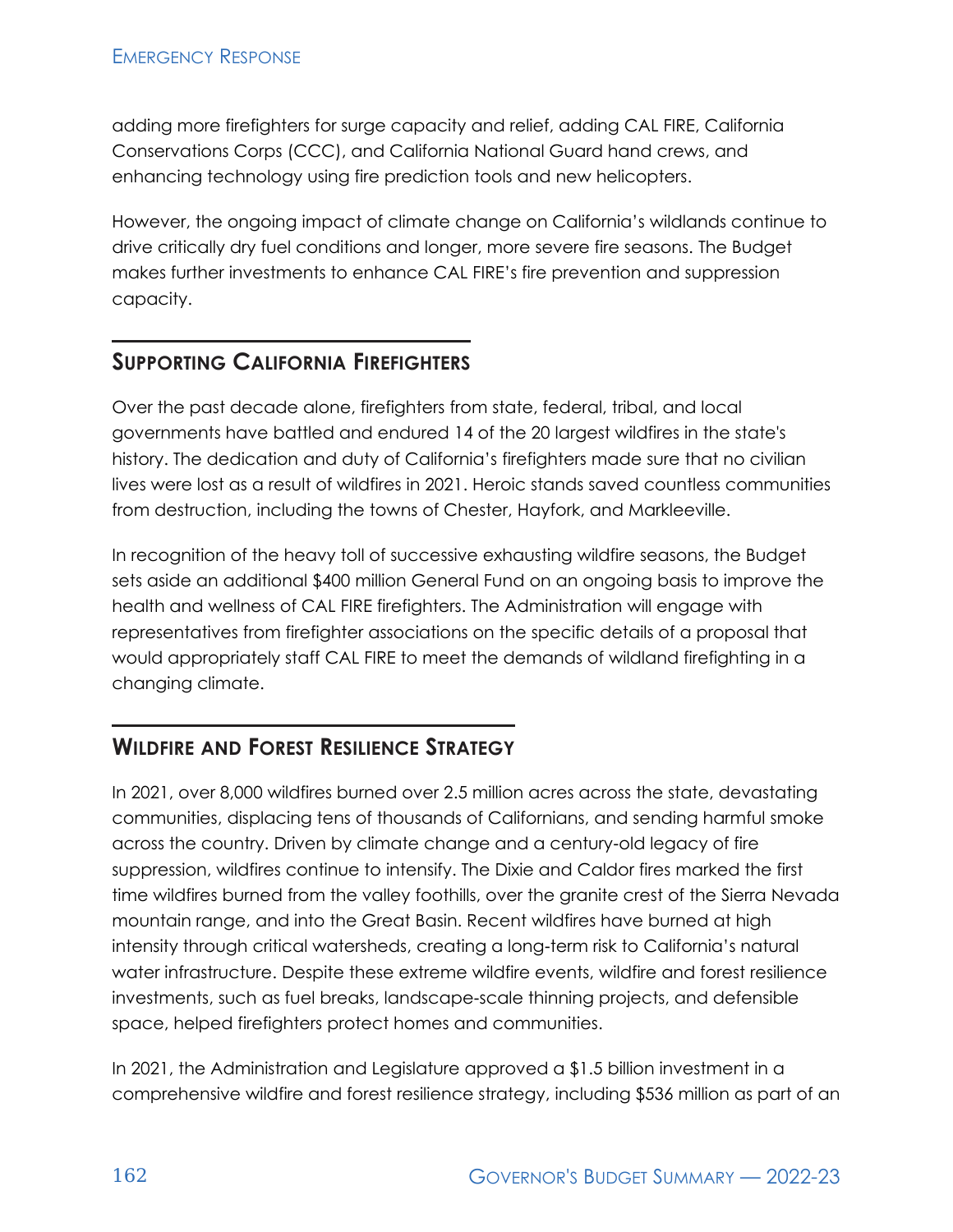adding more firefighters for surge capacity and relief, adding CAL FIRE, California Conservations Corps (CCC), and California National Guard hand crews, and enhancing technology using fire prediction tools and new helicopters.

However, the ongoing impact of climate change on California's wildlands continue to drive critically dry fuel conditions and longer, more severe fire seasons. The Budget makes further investments to enhance CAL FIRE's fire prevention and suppression capacity.

## Supporting California Firefighters

Over the past decade alone, firefighters from state, federal, tribal, and local governments have battled and endured 14 of the 20 largest wildfires in the state's history. The dedication and duty of California's firefighters made sure that no civilian lives were lost as a result of wildfires in 2021. Heroic stands saved countless communities from destruction, including the towns of Chester, Hayfork, and Markleeville.

In recognition of the heavy toll of successive exhausting wildfire seasons, the Budget sets aside an additional $400 million General Fund on an ongoing basis to improve the health and wellness of CAL FIRE firefighters. The Administration will engage with representatives from firefighter associations on the specific details of a proposal that would appropriately staff CAL FIRE to meet the demands of wildland firefighting in a changing climate.

## Wildfire and Forest Resilience Strategy

In 2021, over 8,000 wildfires burned over 2.5 million acres across the state, devastating communities, displacing tens of thousands of Californians, and sending harmful smoke across the country. Driven by climate change and a century-old legacy of fire suppression, wildfires continue to intensify. The Dixie and Caldor fires marked the first time wildfires burned from the valley foothills, over the granite crest of the Sierra Nevada mountain range, and into the Great Basin. Recent wildfires have burned at high intensity through critical watersheds, creating a long-term risk to California's natural water infrastructure. Despite these extreme wildfire events, wildfire and forest resilience investments, such as fuel breaks, landscape-scale thinning projects, and defensible space, helped firefighters protect homes and communities.

In 2021, the Administration and Legislature approved a $1.5 billion investment in a comprehensive wildfire and forest resilience strategy, including $536 million as part of an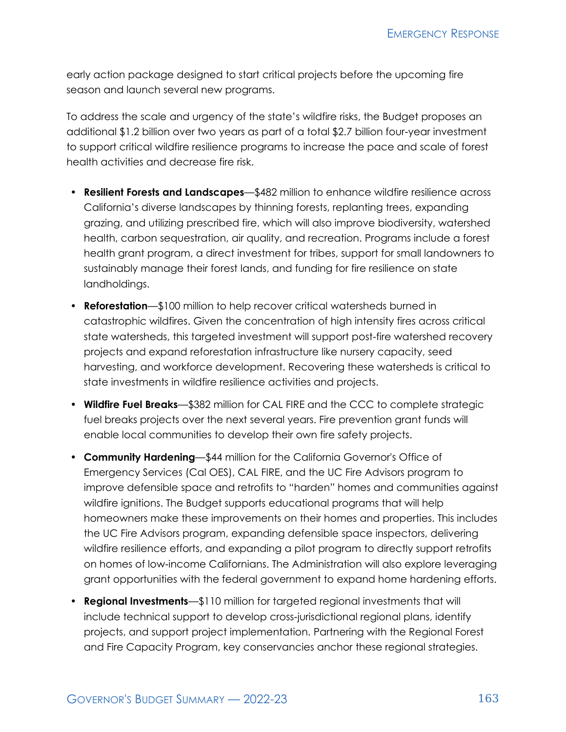early action package designed to start critical projects before the upcoming fire season and launch several new programs.

To address the scale and urgency of the state's wildfire risks, the Budget proposes an additional $1.2 billion over two years as part of a total $2.7 billion four-year investment to support critical wildfire resilience programs to increase the pace and scale of forest health activities and decrease fire risk.

- **Resilient Forests and Landscapes**—$482 million to enhance wildfire resilience across California's diverse landscapes by thinning forests, replanting trees, expanding grazing, and utilizing prescribed fire, which will also improve biodiversity, watershed health, carbon sequestration, air quality, and recreation. Programs include a forest health grant program, a direct investment for tribes, support for small landowners to sustainably manage their forest lands, and funding for fire resilience on state landholdings.
- **Reforestation**—$100 million to help recover critical watersheds burned in catastrophic wildfires. Given the concentration of high intensity fires across critical state watersheds, this targeted investment will support post-fire watershed recovery projects and expand reforestation infrastructure like nursery capacity, seed harvesting, and workforce development. Recovering these watersheds is critical to state investments in wildfire resilience activities and projects.
- **Wildfire Fuel Breaks**—$382 million for CAL FIRE and the CCC to complete strategic fuel breaks projects over the next several years. Fire prevention grant funds will enable local communities to develop their own fire safety projects.
- **Community Hardening**—$44 million for the California Governor's Office of Emergency Services (Cal OES), CAL FIRE, and the UC Fire Advisors program to improve defensible space and retrofits to "harden" homes and communities against wildfire ignitions. The Budget supports educational programs that will help homeowners make these improvements on their homes and properties. This includes the UC Fire Advisors program, expanding defensible space inspectors, delivering wildfire resilience efforts, and expanding a pilot program to directly support retrofits on homes of low-income Californians. The Administration will also explore leveraging grant opportunities with the federal government to expand home hardening efforts.
- **Regional Investments**—$110 million for targeted regional investments that will include technical support to develop cross-jurisdictional regional plans, identify projects, and support project implementation. Partnering with the Regional Forest and Fire Capacity Program, key conservancies anchor these regional strategies.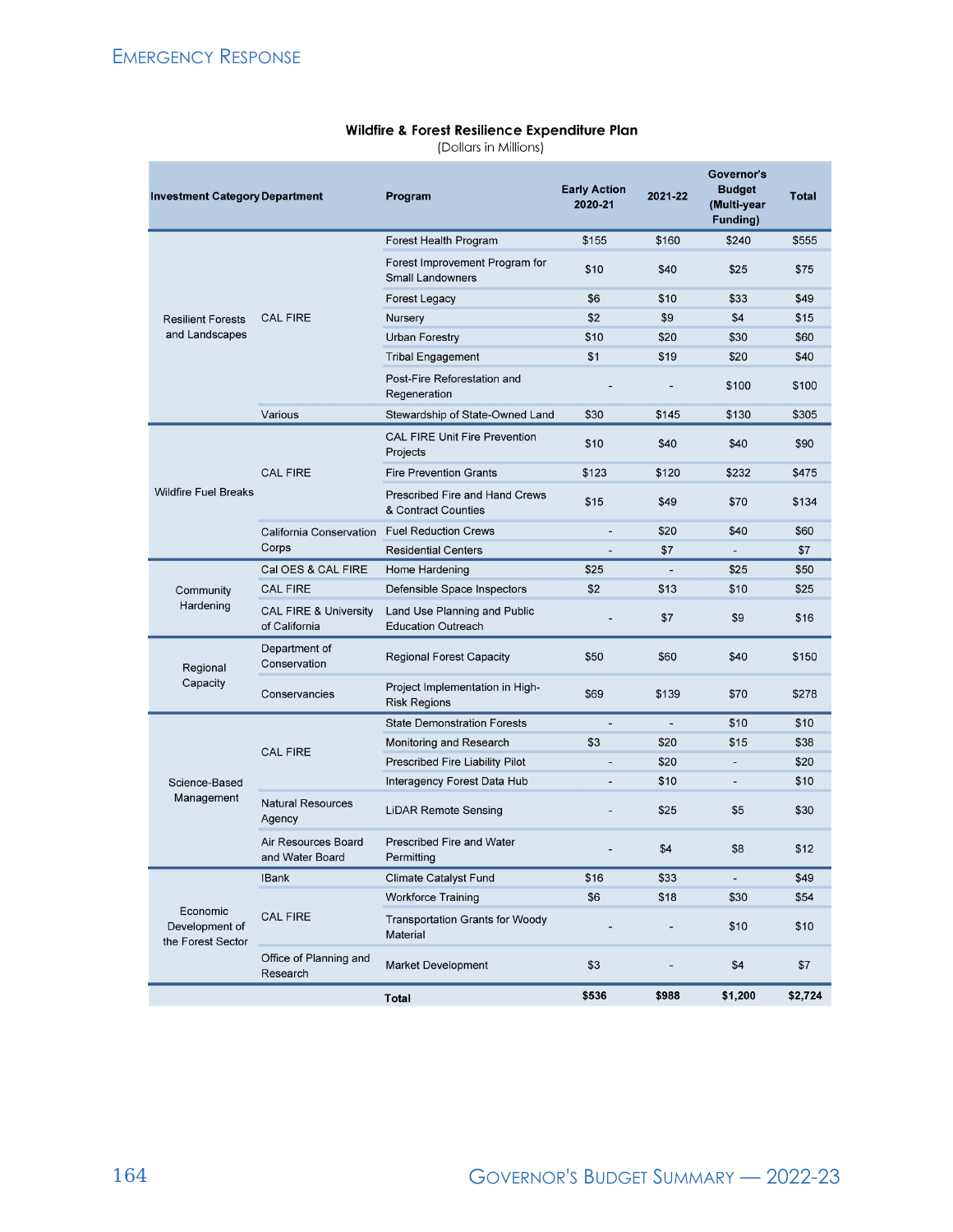**Wildfire & Forest Resilience Expenditure Plan**
(Dollars in Millions)

| Investment Category | Department | Program | Early Action 2020-21 | 2021-22 | Governor's Budget (Multi-year Funding) | Total |
|---|---|---|---|---|---|---|
| Resilient Forests and Landscapes | CAL FIRE | Forest Health Program | $155 | $160 | $240 | $555 |
| | | Forest Improvement Program for Small Landowners | $10 | $40 | $25 | $75 |
| | | Forest Legacy | $6 | $10 | $33 | $49 |
| | | Nursery | $2 | $9 | $4 | $15 |
| | | Urban Forestry | $10 | $20 | $30 | $60 |
| | | Tribal Engagement | $1 | $19 | $20 | $40 |
| | | Post-Fire Reforestation and Regeneration | - | - | $100 | $100 |
| | Various | Stewardship of State-Owned Land | $30 | $145 | $130 | $305 |
| Wildfire Fuel Breaks | CAL FIRE | CAL FIRE Unit Fire Prevention Projects | $10 | $40 | $40 | $90 |
| | | Fire Prevention Grants | $123 | $120 | $232 | $475 |
| | | Prescribed Fire and Hand Crews & Contract Counties | $15 | $49 | $70 | $134 |
| | California Conservation Corps | Fuel Reduction Crews | - | $20 | $40 | $60 |
| | | Residential Centers | - | $7 | - | $7 |
| Community Hardening | Cal OES & CAL FIRE | Home Hardening | $25 | - | $25 | $50 |
| | CAL FIRE | Defensible Space Inspectors | $2 | $13 | $10 | $25 |
| | CAL FIRE & University of California | Land Use Planning and Public Education Outreach | - | $7 | $9 | $16 |
| Regional Capacity | Department of Conservation | Regional Forest Capacity | $50 | $60 | $40 | $150 |
| | Conservancies | Project Implementation in High-Risk Regions | $69 | $139 | $70 | $278 |
| Science-Based Management | CAL FIRE | State Demonstration Forests | - | - | $10 | $10 |
| | | Monitoring and Research | $3 | $20 | $15 | $38 |
| | | Prescribed Fire Liability Pilot | - | $20 | - | $20 |
| | | Interagency Forest Data Hub | - | $10 | - | $10 |
| | Natural Resources Agency | LiDAR Remote Sensing | - | $25 | $5 | $30 |
| | Air Resources Board and Water Board | Prescribed Fire and Water Permitting | - | $4 | $8 | $12 |
| Economic Development of the Forest Sector | IBank | Climate Catalyst Fund | $16 | $33 | - | $49 |
| | CAL FIRE | Workforce Training | $6 | $18 | $30 | $54 |
| | | Transportation Grants for Woody Material | - | - | $10 | $10 |
| | Office of Planning and Research | Market Development | $3 | - | $4 | $7 |
| | | **Total** | **$536** | **$988** | **$1,200** | **$2,724** |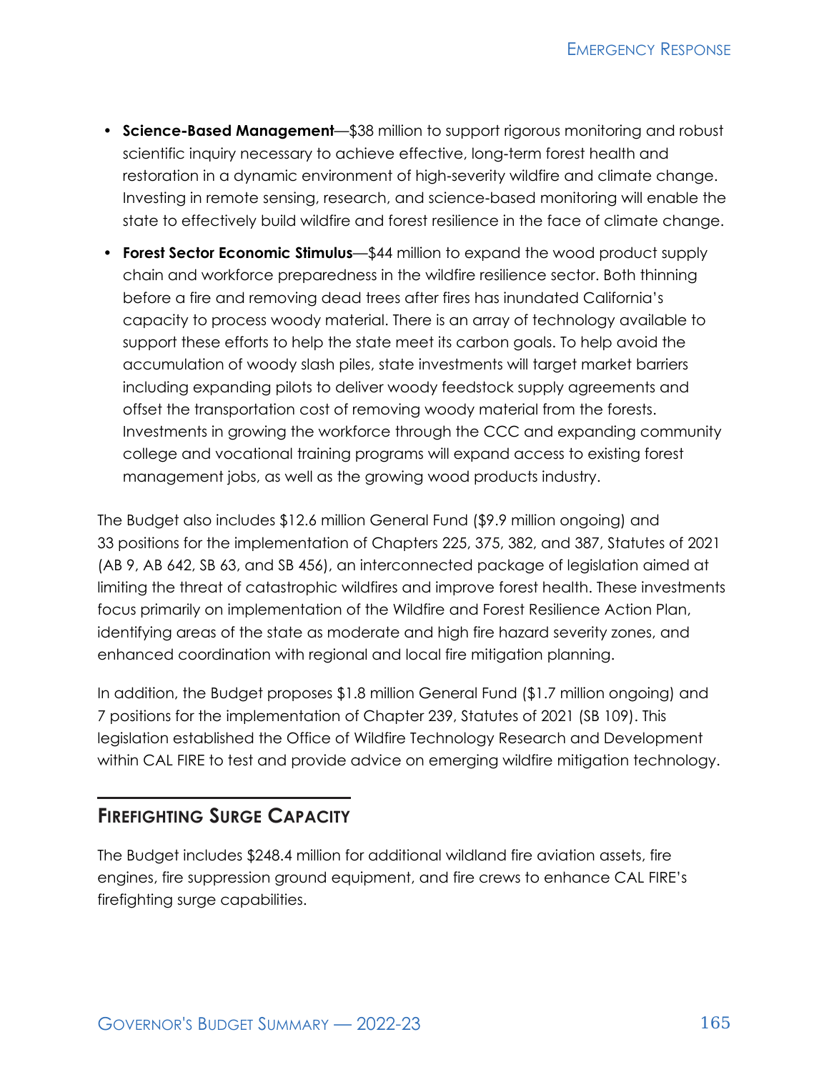- **Science-Based Management**—$38 million to support rigorous monitoring and robust scientific inquiry necessary to achieve effective, long-term forest health and restoration in a dynamic environment of high-severity wildfire and climate change. Investing in remote sensing, research, and science-based monitoring will enable the state to effectively build wildfire and forest resilience in the face of climate change.
- **Forest Sector Economic Stimulus**—$44 million to expand the wood product supply chain and workforce preparedness in the wildfire resilience sector. Both thinning before a fire and removing dead trees after fires has inundated California's capacity to process woody material. There is an array of technology available to support these efforts to help the state meet its carbon goals. To help avoid the accumulation of woody slash piles, state investments will target market barriers including expanding pilots to deliver woody feedstock supply agreements and offset the transportation cost of removing woody material from the forests. Investments in growing the workforce through the CCC and expanding community college and vocational training programs will expand access to existing forest management jobs, as well as the growing wood products industry.

The Budget also includes $12.6 million General Fund ($9.9 million ongoing) and 33 positions for the implementation of Chapters 225, 375, 382, and 387, Statutes of 2021 (AB 9, AB 642, SB 63, and SB 456), an interconnected package of legislation aimed at limiting the threat of catastrophic wildfires and improve forest health. These investments focus primarily on implementation of the Wildfire and Forest Resilience Action Plan, identifying areas of the state as moderate and high fire hazard severity zones, and enhanced coordination with regional and local fire mitigation planning.

In addition, the Budget proposes $1.8 million General Fund ($1.7 million ongoing) and 7 positions for the implementation of Chapter 239, Statutes of 2021 (SB 109). This legislation established the Office of Wildfire Technology Research and Development within CAL FIRE to test and provide advice on emerging wildfire mitigation technology.

## Firefighting Surge Capacity

The Budget includes $248.4 million for additional wildland fire aviation assets, fire engines, fire suppression ground equipment, and fire crews to enhance CAL FIRE's firefighting surge capabilities.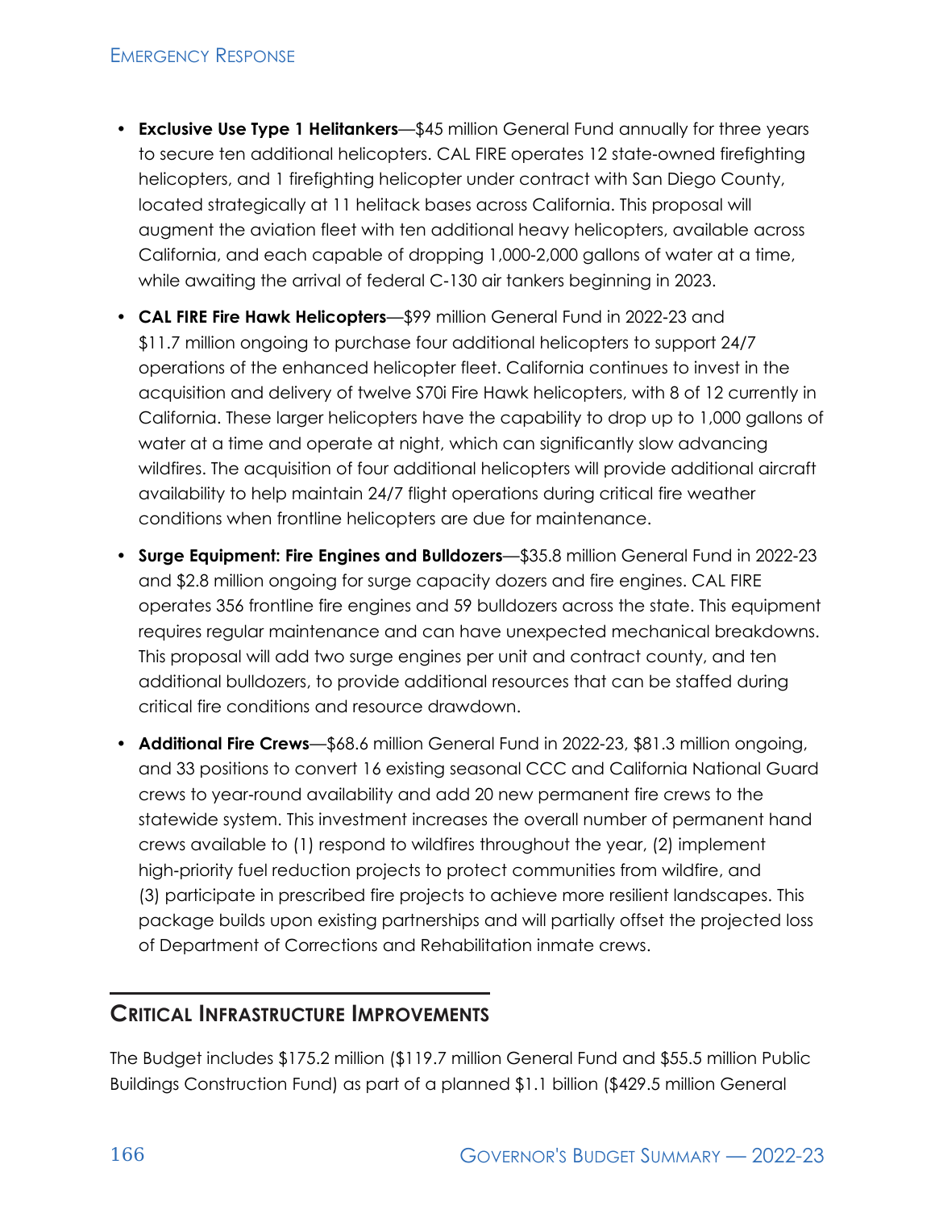- **Exclusive Use Type 1 Helitankers**—$45 million General Fund annually for three years to secure ten additional helicopters. CAL FIRE operates 12 state-owned firefighting helicopters, and 1 firefighting helicopter under contract with San Diego County, located strategically at 11 helitack bases across California. This proposal will augment the aviation fleet with ten additional heavy helicopters, available across California, and each capable of dropping 1,000-2,000 gallons of water at a time, while awaiting the arrival of federal C-130 air tankers beginning in 2023.
- **CAL FIRE Fire Hawk Helicopters**—$99 million General Fund in 2022-23 and $11.7 million ongoing to purchase four additional helicopters to support 24/7 operations of the enhanced helicopter fleet. California continues to invest in the acquisition and delivery of twelve S70i Fire Hawk helicopters, with 8 of 12 currently in California. These larger helicopters have the capability to drop up to 1,000 gallons of water at a time and operate at night, which can significantly slow advancing wildfires. The acquisition of four additional helicopters will provide additional aircraft availability to help maintain 24/7 flight operations during critical fire weather conditions when frontline helicopters are due for maintenance.
- **Surge Equipment: Fire Engines and Bulldozers**—$35.8 million General Fund in 2022-23 and $2.8 million ongoing for surge capacity dozers and fire engines. CAL FIRE operates 356 frontline fire engines and 59 bulldozers across the state. This equipment requires regular maintenance and can have unexpected mechanical breakdowns. This proposal will add two surge engines per unit and contract county, and ten additional bulldozers, to provide additional resources that can be staffed during critical fire conditions and resource drawdown.
- **Additional Fire Crews**—$68.6 million General Fund in 2022-23, $81.3 million ongoing, and 33 positions to convert 16 existing seasonal CCC and California National Guard crews to year-round availability and add 20 new permanent fire crews to the statewide system. This investment increases the overall number of permanent hand crews available to (1) respond to wildfires throughout the year, (2) implement high-priority fuel reduction projects to protect communities from wildfire, and (3) participate in prescribed fire projects to achieve more resilient landscapes. This package builds upon existing partnerships and will partially offset the projected loss of Department of Corrections and Rehabilitation inmate crews.

## Critical Infrastructure Improvements

The Budget includes $175.2 million ($119.7 million General Fund and $55.5 million Public Buildings Construction Fund) as part of a planned $1.1 billion ($429.5 million General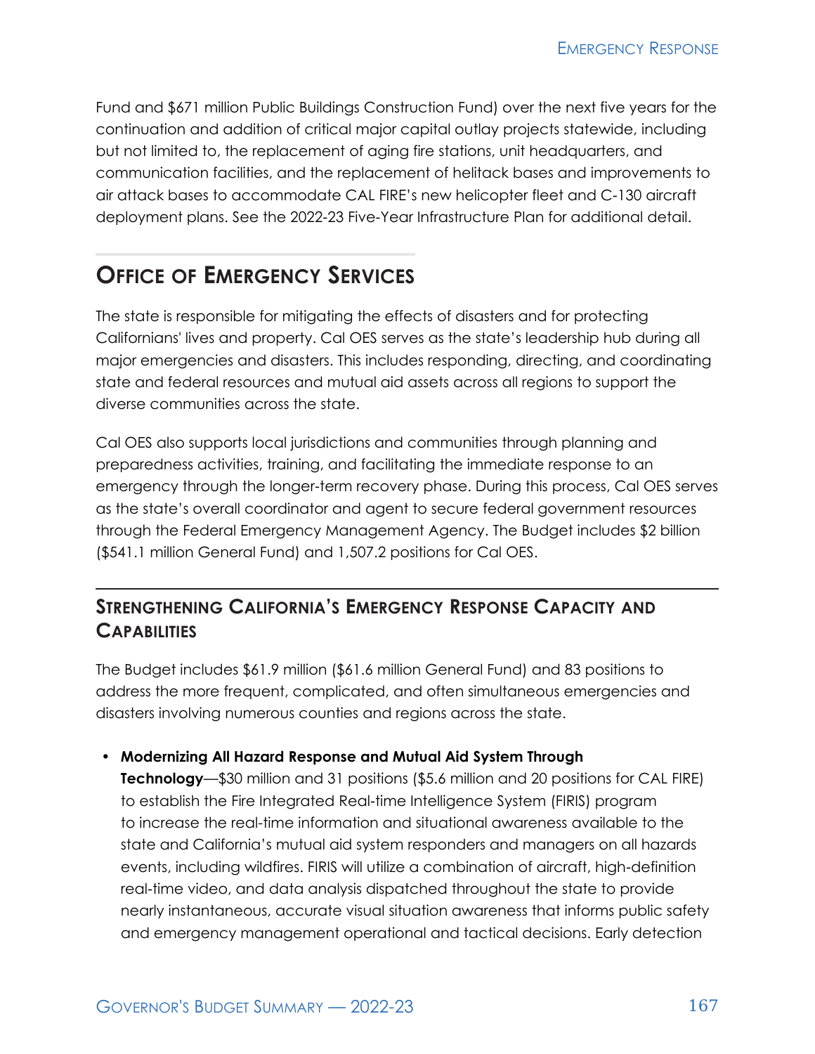Fund and $671 million Public Buildings Construction Fund) over the next five years for the continuation and addition of critical major capital outlay projects statewide, including but not limited to, the replacement of aging fire stations, unit headquarters, and communication facilities, and the replacement of helitack bases and improvements to air attack bases to accommodate CAL FIRE's new helicopter fleet and C-130 aircraft deployment plans. See the 2022-23 Five-Year Infrastructure Plan for additional detail.

## Office of Emergency Services

The state is responsible for mitigating the effects of disasters and for protecting Californians' lives and property. Cal OES serves as the state's leadership hub during all major emergencies and disasters. This includes responding, directing, and coordinating state and federal resources and mutual aid assets across all regions to support the diverse communities across the state.

Cal OES also supports local jurisdictions and communities through planning and preparedness activities, training, and facilitating the immediate response to an emergency through the longer-term recovery phase. During this process, Cal OES serves as the state's overall coordinator and agent to secure federal government resources through the Federal Emergency Management Agency. The Budget includes $2 billion ($541.1 million General Fund) and 1,507.2 positions for Cal OES.

### Strengthening California's Emergency Response Capacity and Capabilities

The Budget includes $61.9 million ($61.6 million General Fund) and 83 positions to address the more frequent, complicated, and often simultaneous emergencies and disasters involving numerous counties and regions across the state.

- **Modernizing All Hazard Response and Mutual Aid System Through Technology**—$30 million and 31 positions ($5.6 million and 20 positions for CAL FIRE) to establish the Fire Integrated Real-time Intelligence System (FIRIS) program to increase the real-time information and situational awareness available to the state and California's mutual aid system responders and managers on all hazards events, including wildfires. FIRIS will utilize a combination of aircraft, high-definition real-time video, and data analysis dispatched throughout the state to provide nearly instantaneous, accurate visual situation awareness that informs public safety and emergency management operational and tactical decisions. Early detection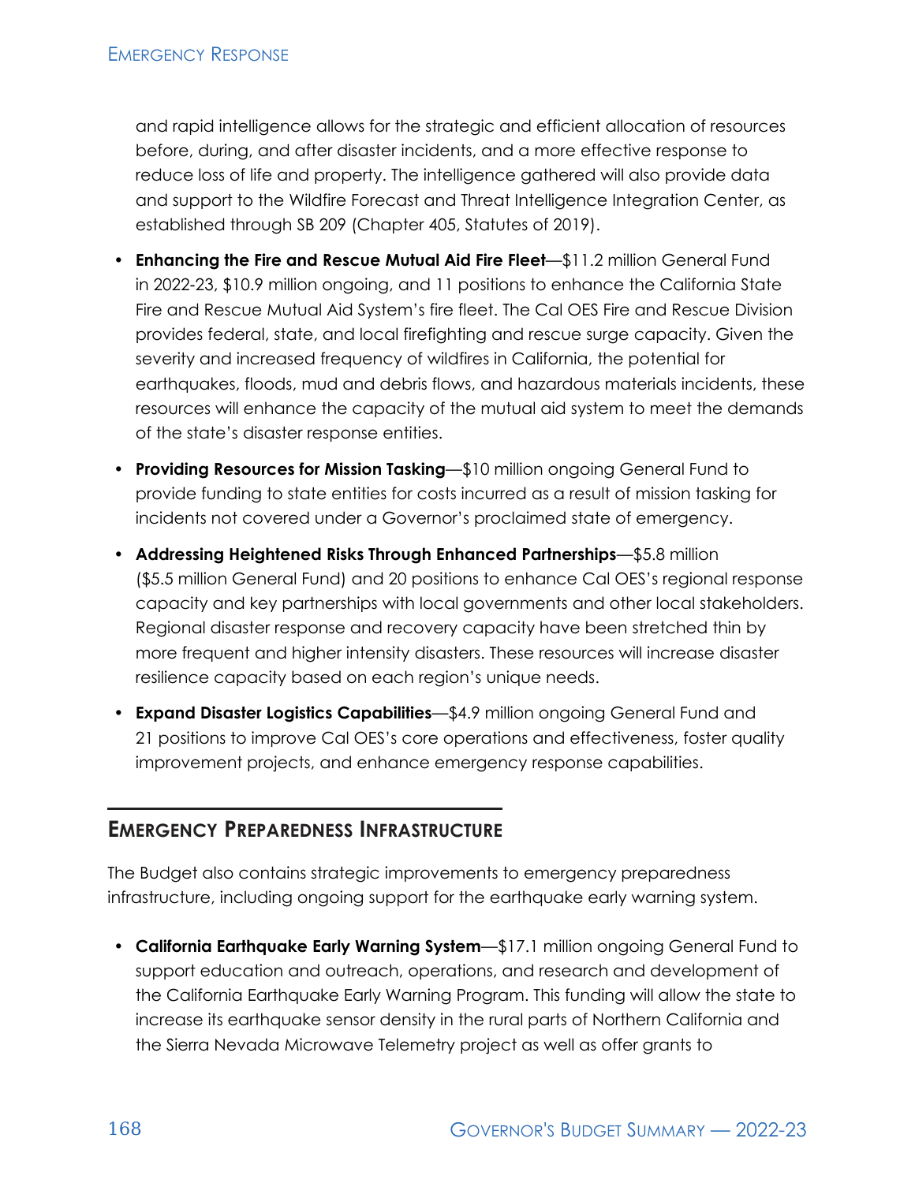and rapid intelligence allows for the strategic and efficient allocation of resources before, during, and after disaster incidents, and a more effective response to reduce loss of life and property. The intelligence gathered will also provide data and support to the Wildfire Forecast and Threat Intelligence Integration Center, as established through SB 209 (Chapter 405, Statutes of 2019).

- **Enhancing the Fire and Rescue Mutual Aid Fire Fleet**—$11.2 million General Fund in 2022-23, $10.9 million ongoing, and 11 positions to enhance the California State Fire and Rescue Mutual Aid System's fire fleet. The Cal OES Fire and Rescue Division provides federal, state, and local firefighting and rescue surge capacity. Given the severity and increased frequency of wildfires in California, the potential for earthquakes, floods, mud and debris flows, and hazardous materials incidents, these resources will enhance the capacity of the mutual aid system to meet the demands of the state's disaster response entities.
- **Providing Resources for Mission Tasking**—$10 million ongoing General Fund to provide funding to state entities for costs incurred as a result of mission tasking for incidents not covered under a Governor's proclaimed state of emergency.
- **Addressing Heightened Risks Through Enhanced Partnerships**—$5.8 million ($5.5 million General Fund) and 20 positions to enhance Cal OES's regional response capacity and key partnerships with local governments and other local stakeholders. Regional disaster response and recovery capacity have been stretched thin by more frequent and higher intensity disasters. These resources will increase disaster resilience capacity based on each region's unique needs.
- **Expand Disaster Logistics Capabilities**—$4.9 million ongoing General Fund and 21 positions to improve Cal OES's core operations and effectiveness, foster quality improvement projects, and enhance emergency response capabilities.

## Emergency Preparedness Infrastructure

The Budget also contains strategic improvements to emergency preparedness infrastructure, including ongoing support for the earthquake early warning system.

- **California Earthquake Early Warning System**—$17.1 million ongoing General Fund to support education and outreach, operations, and research and development of the California Earthquake Early Warning Program. This funding will allow the state to increase its earthquake sensor density in the rural parts of Northern California and the Sierra Nevada Microwave Telemetry project as well as offer grants to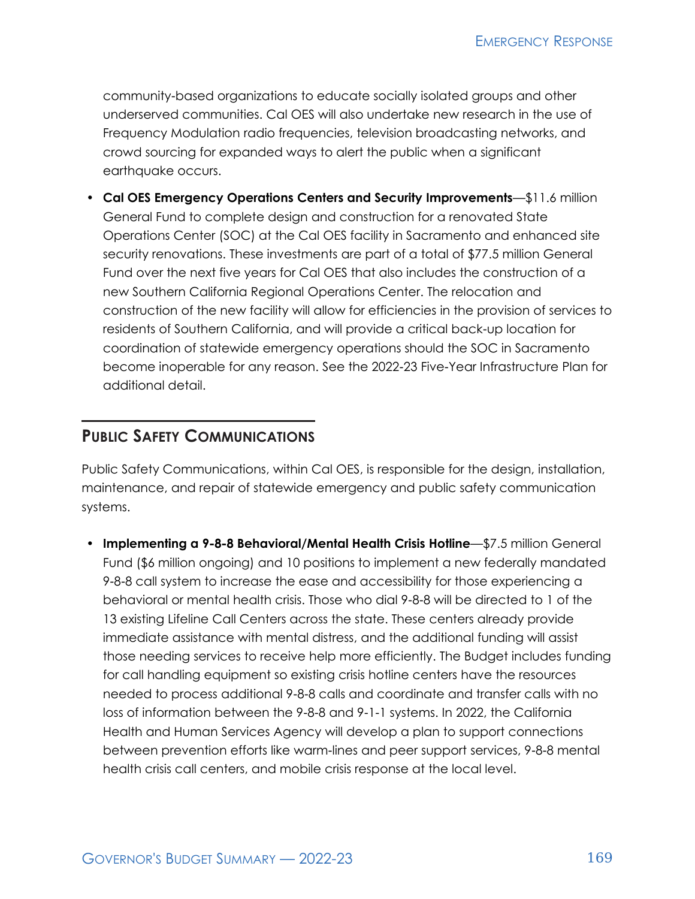community-based organizations to educate socially isolated groups and other underserved communities. Cal OES will also undertake new research in the use of Frequency Modulation radio frequencies, television broadcasting networks, and crowd sourcing for expanded ways to alert the public when a significant earthquake occurs.

- **Cal OES Emergency Operations Centers and Security Improvements**—$11.6 million General Fund to complete design and construction for a renovated State Operations Center (SOC) at the Cal OES facility in Sacramento and enhanced site security renovations. These investments are part of a total of $77.5 million General Fund over the next five years for Cal OES that also includes the construction of a new Southern California Regional Operations Center. The relocation and construction of the new facility will allow for efficiencies in the provision of services to residents of Southern California, and will provide a critical back-up location for coordination of statewide emergency operations should the SOC in Sacramento become inoperable for any reason. See the 2022-23 Five-Year Infrastructure Plan for additional detail.

## Public Safety Communications

Public Safety Communications, within Cal OES, is responsible for the design, installation, maintenance, and repair of statewide emergency and public safety communication systems.

- **Implementing a 9-8-8 Behavioral/Mental Health Crisis Hotline**—$7.5 million General Fund ($6 million ongoing) and 10 positions to implement a new federally mandated 9-8-8 call system to increase the ease and accessibility for those experiencing a behavioral or mental health crisis. Those who dial 9-8-8 will be directed to 1 of the 13 existing Lifeline Call Centers across the state. These centers already provide immediate assistance with mental distress, and the additional funding will assist those needing services to receive help more efficiently. The Budget includes funding for call handling equipment so existing crisis hotline centers have the resources needed to process additional 9-8-8 calls and coordinate and transfer calls with no loss of information between the 9-8-8 and 9-1-1 systems. In 2022, the California Health and Human Services Agency will develop a plan to support connections between prevention efforts like warm-lines and peer support services, 9-8-8 mental health crisis call centers, and mobile crisis response at the local level.